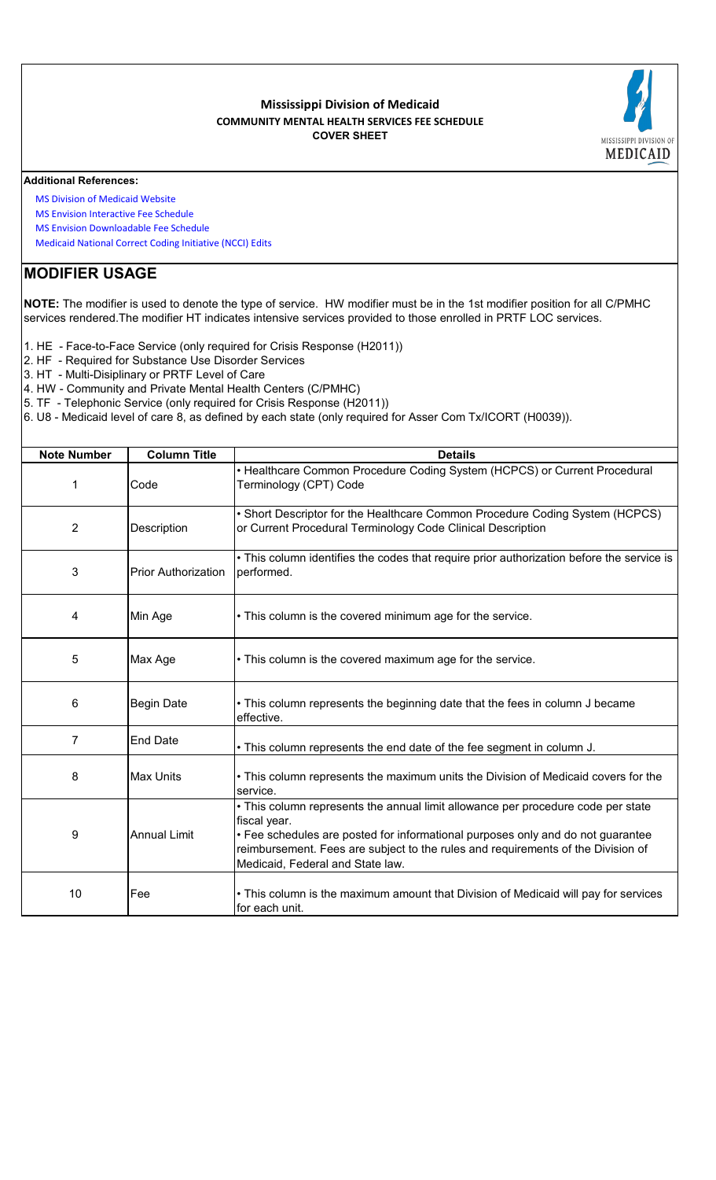# Mississippi Division of Medicaid

## COMMUNITY MENTAL HEALTH SERVICES FEE SCHEDULE

### COVER SHEET

**Additional References:**

MS Division of Medicaid Website
MS Envision Interactive Fee Schedule
MS Envision Downloadable Fee Schedule
Medicaid National Correct Coding Initiative (NCCI) Edits

## MODIFIER USAGE

**NOTE:** The modifier is used to denote the type of service. HW modifier must be in the 1st modifier position for all C/PMHC services rendered.The modifier HT indicates intensive services provided to those enrolled in PRTF LOC services.

1. HE - Face-to-Face Service (only required for Crisis Response (H2011))
2. HF - Required for Substance Use Disorder Services
3. HT - Multi-Disiplinary or PRTF Level of Care
4. HW - Community and Private Mental Health Centers (C/PMHC)
5. TF - Telephonic Service (only required for Crisis Response (H2011))
6. U8 - Medicaid level of care 8, as defined by each state (only required for Asser Com Tx/ICORT (H0039)).

| Note Number | Column Title | Details |
|---|---|---|
| 1 | Code | • Healthcare Common Procedure Coding System (HCPCS) or Current Procedural Terminology (CPT) Code |
| 2 | Description | • Short Descriptor for the Healthcare Common Procedure Coding System (HCPCS) or Current Procedural Terminology Code Clinical Description |
| 3 | Prior Authorization | • This column identifies the codes that require prior authorization before the service is performed. |
| 4 | Min Age | • This column is the covered minimum age for the service. |
| 5 | Max Age | • This column is the covered maximum age for the service. |
| 6 | Begin Date | • This column represents the beginning date that the fees in column J became effective. |
| 7 | End Date | • This column represents the end date of the fee segment in column J. |
| 8 | Max Units | • This column represents the maximum units the Division of Medicaid covers for the service. |
| 9 | Annual Limit | • This column represents the annual limit allowance per procedure code per state fiscal year.<br>• Fee schedules are posted for informational purposes only and do not guarantee reimbursement. Fees are subject to the rules and requirements of the Division of Medicaid, Federal and State law. |
| 10 | Fee | • This column is the maximum amount that Division of Medicaid will pay for services for each unit. |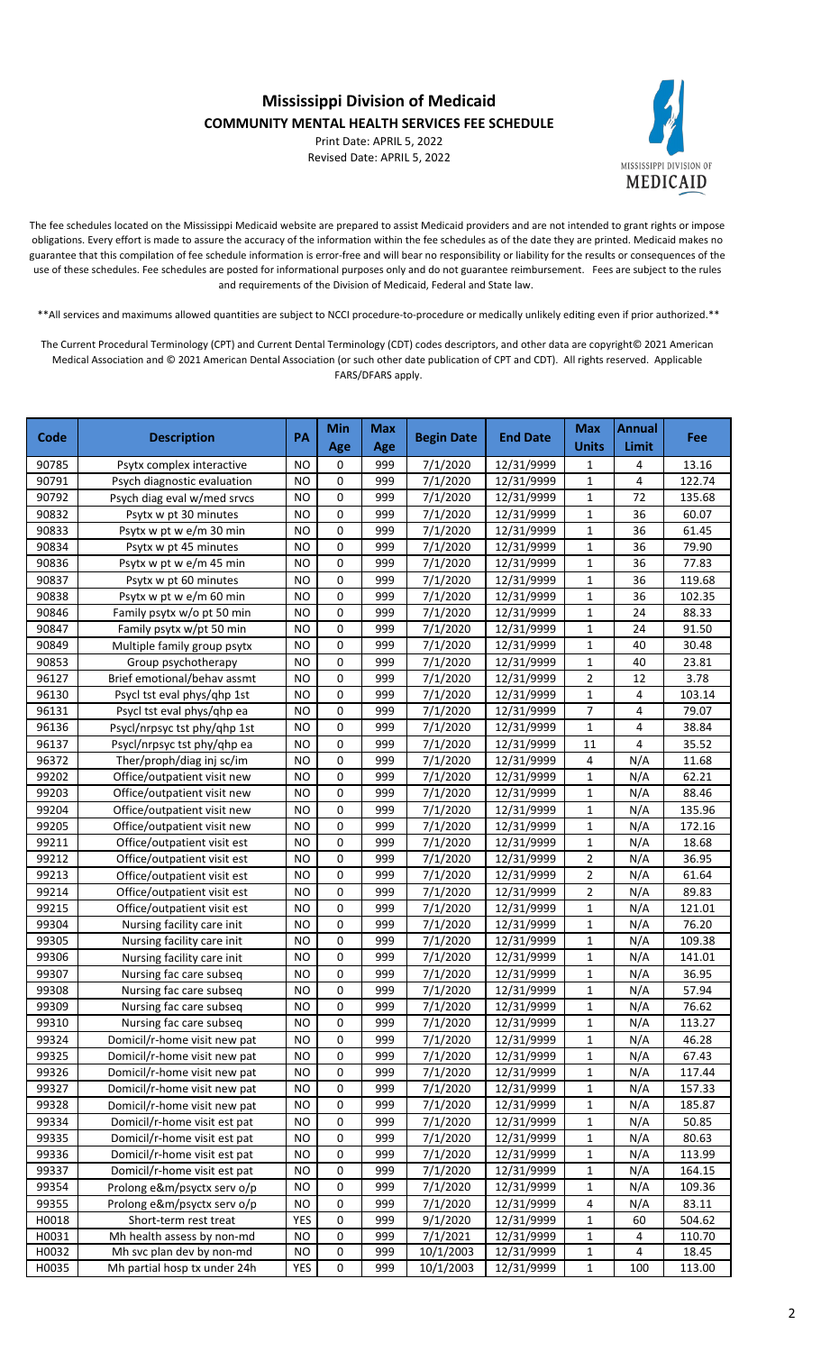# Mississippi Division of Medicaid

## COMMUNITY MENTAL HEALTH SERVICES FEE SCHEDULE

Print Date: APRIL 5, 2022
Revised Date: APRIL 5, 2022

The fee schedules located on the Mississippi Medicaid website are prepared to assist Medicaid providers and are not intended to grant rights or impose obligations. Every effort is made to assure the accuracy of the information within the fee schedules as of the date they are printed. Medicaid makes no guarantee that this compilation of fee schedule information is error-free and will bear no responsibility or liability for the results or consequences of the use of these schedules. Fee schedules are posted for informational purposes only and do not guarantee reimbursement. Fees are subject to the rules and requirements of the Division of Medicaid, Federal and State law.

**All services and maximums allowed quantities are subject to NCCI procedure-to-procedure or medically unlikely editing even if prior authorized.**

The Current Procedural Terminology (CPT) and Current Dental Terminology (CDT) codes descriptors, and other data are copyright© 2021 American Medical Association and © 2021 American Dental Association (or such other date publication of CPT and CDT). All rights reserved. Applicable FARS/DFARS apply.

| Code | Description | PA | Min Age | Max Age | Begin Date | End Date | Max Units | Annual Limit | Fee |
|---|---|---|---|---|---|---|---|---|---|
| 90785 | Psytx complex interactive | NO | 0 | 999 | 7/1/2020 | 12/31/9999 | 1 | 4 | 13.16 |
| 90791 | Psych diagnostic evaluation | NO | 0 | 999 | 7/1/2020 | 12/31/9999 | 1 | 4 | 122.74 |
| 90792 | Psych diag eval w/med srvcs | NO | 0 | 999 | 7/1/2020 | 12/31/9999 | 1 | 72 | 135.68 |
| 90832 | Psytx w pt 30 minutes | NO | 0 | 999 | 7/1/2020 | 12/31/9999 | 1 | 36 | 60.07 |
| 90833 | Psytx w pt w e/m 30 min | NO | 0 | 999 | 7/1/2020 | 12/31/9999 | 1 | 36 | 61.45 |
| 90834 | Psytx w pt 45 minutes | NO | 0 | 999 | 7/1/2020 | 12/31/9999 | 1 | 36 | 79.90 |
| 90836 | Psytx w pt w e/m 45 min | NO | 0 | 999 | 7/1/2020 | 12/31/9999 | 1 | 36 | 77.83 |
| 90837 | Psytx w pt 60 minutes | NO | 0 | 999 | 7/1/2020 | 12/31/9999 | 1 | 36 | 119.68 |
| 90838 | Psytx w pt w e/m 60 min | NO | 0 | 999 | 7/1/2020 | 12/31/9999 | 1 | 36 | 102.35 |
| 90846 | Family psytx w/o pt 50 min | NO | 0 | 999 | 7/1/2020 | 12/31/9999 | 1 | 24 | 88.33 |
| 90847 | Family psytx w/pt 50 min | NO | 0 | 999 | 7/1/2020 | 12/31/9999 | 1 | 24 | 91.50 |
| 90849 | Multiple family group psytx | NO | 0 | 999 | 7/1/2020 | 12/31/9999 | 1 | 40 | 30.48 |
| 90853 | Group psychotherapy | NO | 0 | 999 | 7/1/2020 | 12/31/9999 | 1 | 40 | 23.81 |
| 96127 | Brief emotional/behav assmt | NO | 0 | 999 | 7/1/2020 | 12/31/9999 | 2 | 12 | 3.78 |
| 96130 | Psycl tst eval phys/qhp 1st | NO | 0 | 999 | 7/1/2020 | 12/31/9999 | 1 | 4 | 103.14 |
| 96131 | Psycl tst eval phys/qhp ea | NO | 0 | 999 | 7/1/2020 | 12/31/9999 | 7 | 4 | 79.07 |
| 96136 | Psycl/nrpsyc tst phy/qhp 1st | NO | 0 | 999 | 7/1/2020 | 12/31/9999 | 1 | 4 | 38.84 |
| 96137 | Psycl/nrpsyc tst phy/qhp ea | NO | 0 | 999 | 7/1/2020 | 12/31/9999 | 11 | 4 | 35.52 |
| 96372 | Ther/proph/diag inj sc/im | NO | 0 | 999 | 7/1/2020 | 12/31/9999 | 4 | N/A | 11.68 |
| 99202 | Office/outpatient visit new | NO | 0 | 999 | 7/1/2020 | 12/31/9999 | 1 | N/A | 62.21 |
| 99203 | Office/outpatient visit new | NO | 0 | 999 | 7/1/2020 | 12/31/9999 | 1 | N/A | 88.46 |
| 99204 | Office/outpatient visit new | NO | 0 | 999 | 7/1/2020 | 12/31/9999 | 1 | N/A | 135.96 |
| 99205 | Office/outpatient visit new | NO | 0 | 999 | 7/1/2020 | 12/31/9999 | 1 | N/A | 172.16 |
| 99211 | Office/outpatient visit est | NO | 0 | 999 | 7/1/2020 | 12/31/9999 | 1 | N/A | 18.68 |
| 99212 | Office/outpatient visit est | NO | 0 | 999 | 7/1/2020 | 12/31/9999 | 2 | N/A | 36.95 |
| 99213 | Office/outpatient visit est | NO | 0 | 999 | 7/1/2020 | 12/31/9999 | 2 | N/A | 61.64 |
| 99214 | Office/outpatient visit est | NO | 0 | 999 | 7/1/2020 | 12/31/9999 | 2 | N/A | 89.83 |
| 99215 | Office/outpatient visit est | NO | 0 | 999 | 7/1/2020 | 12/31/9999 | 1 | N/A | 121.01 |
| 99304 | Nursing facility care init | NO | 0 | 999 | 7/1/2020 | 12/31/9999 | 1 | N/A | 76.20 |
| 99305 | Nursing facility care init | NO | 0 | 999 | 7/1/2020 | 12/31/9999 | 1 | N/A | 109.38 |
| 99306 | Nursing facility care init | NO | 0 | 999 | 7/1/2020 | 12/31/9999 | 1 | N/A | 141.01 |
| 99307 | Nursing fac care subseq | NO | 0 | 999 | 7/1/2020 | 12/31/9999 | 1 | N/A | 36.95 |
| 99308 | Nursing fac care subseq | NO | 0 | 999 | 7/1/2020 | 12/31/9999 | 1 | N/A | 57.94 |
| 99309 | Nursing fac care subseq | NO | 0 | 999 | 7/1/2020 | 12/31/9999 | 1 | N/A | 76.62 |
| 99310 | Nursing fac care subseq | NO | 0 | 999 | 7/1/2020 | 12/31/9999 | 1 | N/A | 113.27 |
| 99324 | Domicil/r-home visit new pat | NO | 0 | 999 | 7/1/2020 | 12/31/9999 | 1 | N/A | 46.28 |
| 99325 | Domicil/r-home visit new pat | NO | 0 | 999 | 7/1/2020 | 12/31/9999 | 1 | N/A | 67.43 |
| 99326 | Domicil/r-home visit new pat | NO | 0 | 999 | 7/1/2020 | 12/31/9999 | 1 | N/A | 117.44 |
| 99327 | Domicil/r-home visit new pat | NO | 0 | 999 | 7/1/2020 | 12/31/9999 | 1 | N/A | 157.33 |
| 99328 | Domicil/r-home visit new pat | NO | 0 | 999 | 7/1/2020 | 12/31/9999 | 1 | N/A | 185.87 |
| 99334 | Domicil/r-home visit est pat | NO | 0 | 999 | 7/1/2020 | 12/31/9999 | 1 | N/A | 50.85 |
| 99335 | Domicil/r-home visit est pat | NO | 0 | 999 | 7/1/2020 | 12/31/9999 | 1 | N/A | 80.63 |
| 99336 | Domicil/r-home visit est pat | NO | 0 | 999 | 7/1/2020 | 12/31/9999 | 1 | N/A | 113.99 |
| 99337 | Domicil/r-home visit est pat | NO | 0 | 999 | 7/1/2020 | 12/31/9999 | 1 | N/A | 164.15 |
| 99354 | Prolong e&m/psyctx serv o/p | NO | 0 | 999 | 7/1/2020 | 12/31/9999 | 1 | N/A | 109.36 |
| 99355 | Prolong e&m/psyctx serv o/p | NO | 0 | 999 | 7/1/2020 | 12/31/9999 | 4 | N/A | 83.11 |
| H0018 | Short-term rest treat | YES | 0 | 999 | 9/1/2020 | 12/31/9999 | 1 | 60 | 504.62 |
| H0031 | Mh health assess by non-md | NO | 0 | 999 | 7/1/2021 | 12/31/9999 | 1 | 4 | 110.70 |
| H0032 | Mh svc plan dev by non-md | NO | 0 | 999 | 10/1/2003 | 12/31/9999 | 1 | 4 | 18.45 |
| H0035 | Mh partial hosp tx under 24h | YES | 0 | 999 | 10/1/2003 | 12/31/9999 | 1 | 100 | 113.00 |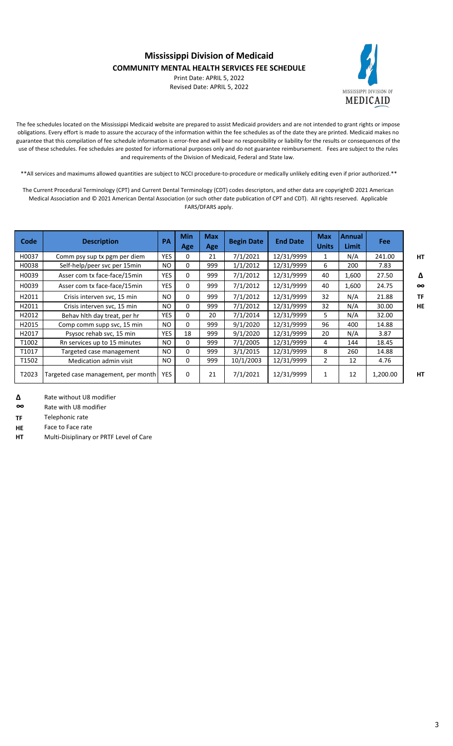# Mississippi Division of Medicaid

## COMMUNITY MENTAL HEALTH SERVICES FEE SCHEDULE

Print Date: APRIL 5, 2022
Revised Date: APRIL 5, 2022

The fee schedules located on the Mississippi Medicaid website are prepared to assist Medicaid providers and are not intended to grant rights or impose obligations. Every effort is made to assure the accuracy of the information within the fee schedules as of the date they are printed. Medicaid makes no guarantee that this compilation of fee schedule information is error-free and will bear no responsibility or liability for the results or consequences of the use of these schedules. Fee schedules are posted for informational purposes only and do not guarantee reimbursement. Fees are subject to the rules and requirements of the Division of Medicaid, Federal and State law.

**All services and maximums allowed quantities are subject to NCCI procedure-to-procedure or medically unlikely editing even if prior authorized.**

The Current Procedural Terminology (CPT) and Current Dental Terminology (CDT) codes descriptors, and other data are copyright© 2021 American Medical Association and © 2021 American Dental Association (or such other date publication of CPT and CDT). All rights reserved. Applicable FARS/DFARS apply.

| Code | Description | PA | Min Age | Max Age | Begin Date | End Date | Max Units | Annual Limit | Fee | |
|---|---|---|---|---|---|---|---|---|---|---|
| H0037 | Comm psy sup tx pgm per diem | YES | 0 | 21 | 7/1/2021 | 12/31/9999 | 1 | N/A | 241.00 | HT |
| H0038 | Self-help/peer svc per 15min | NO | 0 | 999 | 1/1/2012 | 12/31/9999 | 6 | 200 | 7.83 | |
| H0039 | Asser com tx face-face/15min | YES | 0 | 999 | 7/1/2012 | 12/31/9999 | 40 | 1,600 | 27.50 | Δ |
| H0039 | Asser com tx face-face/15min | YES | 0 | 999 | 7/1/2012 | 12/31/9999 | 40 | 1,600 | 24.75 | ∞ |
| H2011 | Crisis interven svc, 15 min | NO | 0 | 999 | 7/1/2012 | 12/31/9999 | 32 | N/A | 21.88 | TF |
| H2011 | Crisis interven svc, 15 min | NO | 0 | 999 | 7/1/2012 | 12/31/9999 | 32 | N/A | 30.00 | HE |
| H2012 | Behav hlth day treat, per hr | YES | 0 | 20 | 7/1/2014 | 12/31/9999 | 5 | N/A | 32.00 | |
| H2015 | Comp comm supp svc, 15 min | NO | 0 | 999 | 9/1/2020 | 12/31/9999 | 96 | 400 | 14.88 | |
| H2017 | Psysoc rehab svc, 15 min | YES | 18 | 999 | 9/1/2020 | 12/31/9999 | 20 | N/A | 3.87 | |
| T1002 | Rn services up to 15 minutes | NO | 0 | 999 | 7/1/2005 | 12/31/9999 | 4 | 144 | 18.45 | |
| T1017 | Targeted case management | NO | 0 | 999 | 3/1/2015 | 12/31/9999 | 8 | 260 | 14.88 | |
| T1502 | Medication admin visit | NO | 0 | 999 | 10/1/2003 | 12/31/9999 | 2 | 12 | 4.76 | |
| T2023 | Targeted case management, per month | YES | 0 | 21 | 7/1/2021 | 12/31/9999 | 1 | 12 | 1,200.00 | HT |

**Δ** Rate without U8 modifier
**∞** Rate with U8 modifier
**TF** Telephonic rate
**HE** Face to Face rate
**HT** Multi-Disiplinary or PRTF Level of Care